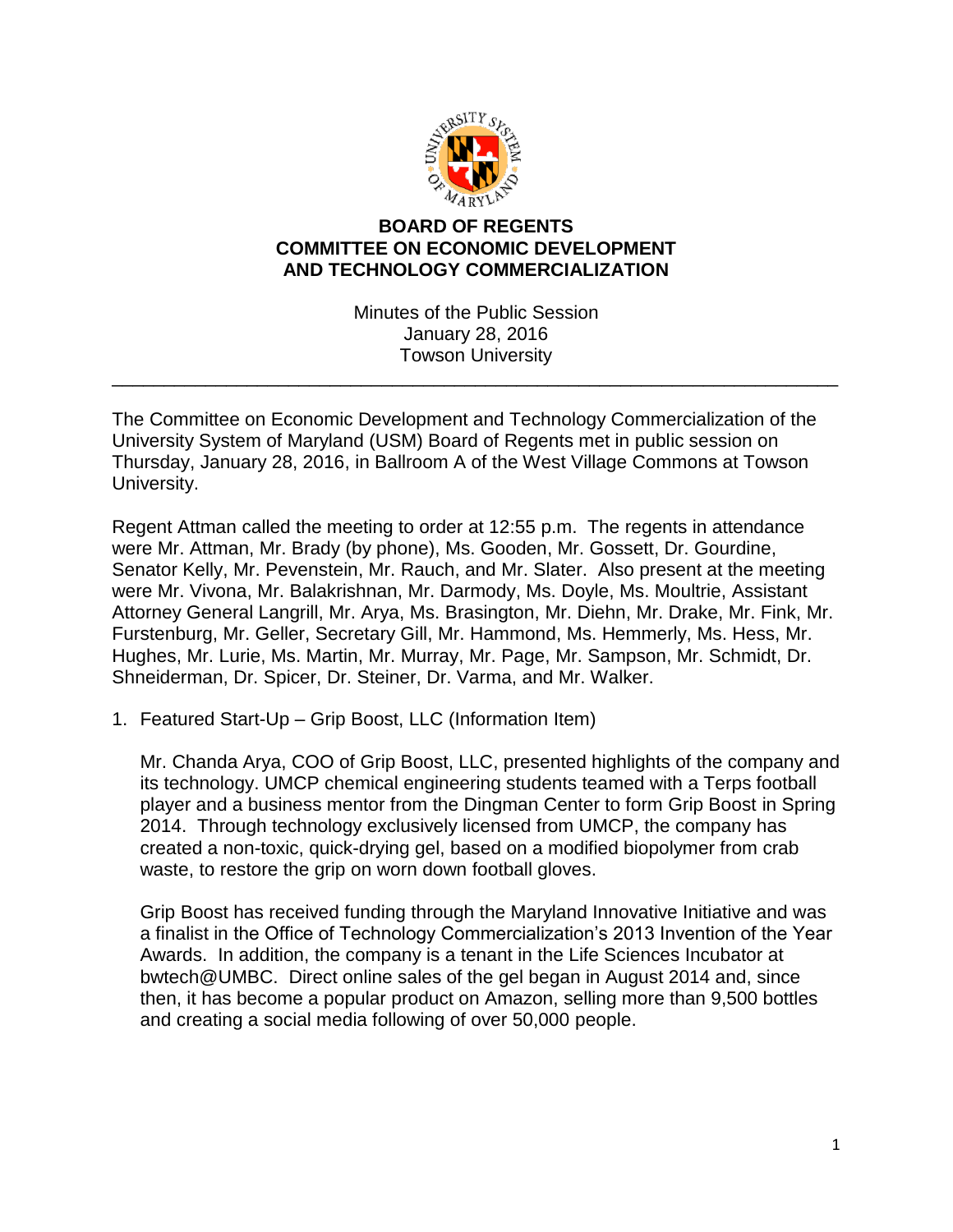# BOARD OF REGENTS
# COMMITTEE ON ECONOMIC DEVELOPMENT AND TECHNOLOGY COMMERCIALIZATION

Minutes of the Public Session
January 28, 2016
Towson University

---

The Committee on Economic Development and Technology Commercialization of the University System of Maryland (USM) Board of Regents met in public session on Thursday, January 28, 2016, in Ballroom A of the West Village Commons at Towson University.

Regent Attman called the meeting to order at 12:55 p.m. The regents in attendance were Mr. Attman, Mr. Brady (by phone), Ms. Gooden, Mr. Gossett, Dr. Gourdine, Senator Kelly, Mr. Pevenstein, Mr. Rauch, and Mr. Slater. Also present at the meeting were Mr. Vivona, Mr. Balakrishnan, Mr. Darmody, Ms. Doyle, Ms. Moultrie, Assistant Attorney General Langrill, Mr. Arya, Ms. Brasington, Mr. Diehn, Mr. Drake, Mr. Fink, Mr. Furstenburg, Mr. Geller, Secretary Gill, Mr. Hammond, Ms. Hemmerly, Ms. Hess, Mr. Hughes, Mr. Lurie, Ms. Martin, Mr. Murray, Mr. Page, Mr. Sampson, Mr. Schmidt, Dr. Shneiderman, Dr. Spicer, Dr. Steiner, Dr. Varma, and Mr. Walker.

1. Featured Start-Up – Grip Boost, LLC (Information Item)

   Mr. Chanda Arya, COO of Grip Boost, LLC, presented highlights of the company and its technology. UMCP chemical engineering students teamed with a Terps football player and a business mentor from the Dingman Center to form Grip Boost in Spring 2014. Through technology exclusively licensed from UMCP, the company has created a non-toxic, quick-drying gel, based on a modified biopolymer from crab waste, to restore the grip on worn down football gloves.

   Grip Boost has received funding through the Maryland Innovative Initiative and was a finalist in the Office of Technology Commercialization's 2013 Invention of the Year Awards. In addition, the company is a tenant in the Life Sciences Incubator at bwtech@UMBC. Direct online sales of the gel began in August 2014 and, since then, it has become a popular product on Amazon, selling more than 9,500 bottles and creating a social media following of over 50,000 people.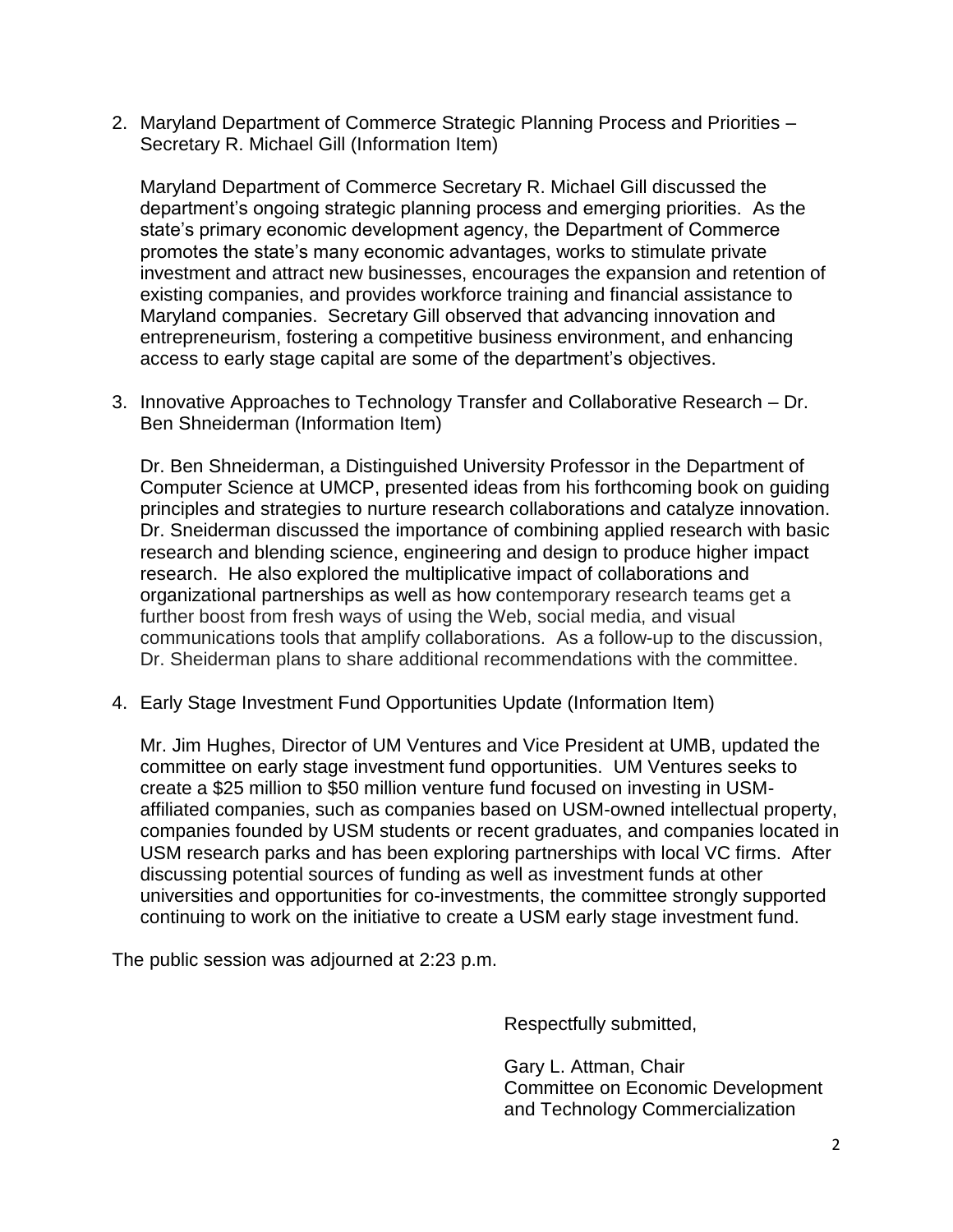2. Maryland Department of Commerce Strategic Planning Process and Priorities – Secretary R. Michael Gill (Information Item)

   Maryland Department of Commerce Secretary R. Michael Gill discussed the department's ongoing strategic planning process and emerging priorities. As the state's primary economic development agency, the Department of Commerce promotes the state's many economic advantages, works to stimulate private investment and attract new businesses, encourages the expansion and retention of existing companies, and provides workforce training and financial assistance to Maryland companies. Secretary Gill observed that advancing innovation and entrepreneurism, fostering a competitive business environment, and enhancing access to early stage capital are some of the department's objectives.

3. Innovative Approaches to Technology Transfer and Collaborative Research – Dr. Ben Shneiderman (Information Item)

   Dr. Ben Shneiderman, a Distinguished University Professor in the Department of Computer Science at UMCP, presented ideas from his forthcoming book on guiding principles and strategies to nurture research collaborations and catalyze innovation. Dr. Sneiderman discussed the importance of combining applied research with basic research and blending science, engineering and design to produce higher impact research. He also explored the multiplicative impact of collaborations and organizational partnerships as well as how contemporary research teams get a further boost from fresh ways of using the Web, social media, and visual communications tools that amplify collaborations. As a follow-up to the discussion, Dr. Sheiderman plans to share additional recommendations with the committee.

4. Early Stage Investment Fund Opportunities Update (Information Item)

   Mr. Jim Hughes, Director of UM Ventures and Vice President at UMB, updated the committee on early stage investment fund opportunities. UM Ventures seeks to create a $25 million to $50 million venture fund focused on investing in USM-affiliated companies, such as companies based on USM-owned intellectual property, companies founded by USM students or recent graduates, and companies located in USM research parks and has been exploring partnerships with local VC firms. After discussing potential sources of funding as well as investment funds at other universities and opportunities for co-investments, the committee strongly supported continuing to work on the initiative to create a USM early stage investment fund.

The public session was adjourned at 2:23 p.m.

Respectfully submitted,

Gary L. Attman, Chair
Committee on Economic Development and Technology Commercialization